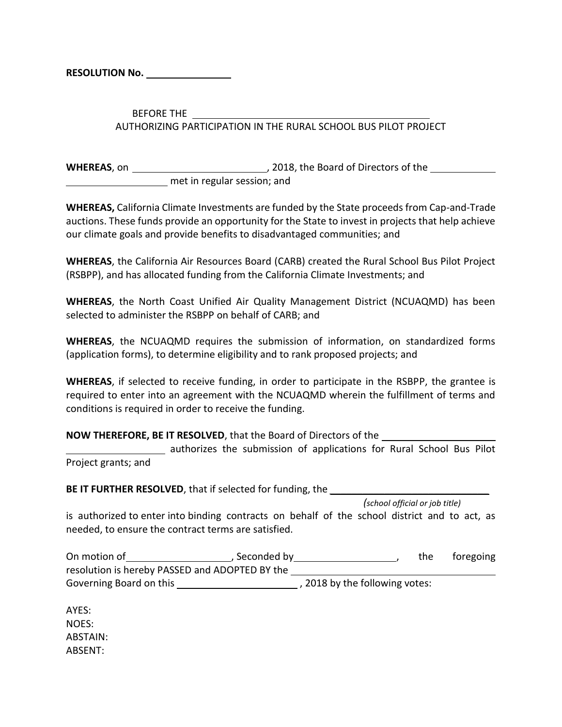**RESOLUTION No. \_\_\_\_\_\_\_\_\_\_\_\_\_\_\_\_**

BEFORE THE \_\_\_\_\_\_\_\_\_\_\_\_\_\_\_\_\_\_\_\_\_\_\_\_\_\_\_\_\_\_\_\_\_\_\_\_\_\_\_\_\_\_\_\_\_\_\_\_

AUTHORIZING PARTICIPATION IN THE RURAL SCHOOL BUS PILOT PROJECT

**WHEREAS**, on \_\_\_\_\_\_\_\_\_\_\_\_\_\_\_\_\_\_\_\_\_\_\_\_\_\_\_\_, 2018, the Board of Directors of the \_\_\_\_\_\_\_\_\_\_\_\_\_\_ \_\_\_\_\_\_\_\_\_\_\_\_\_\_\_\_\_\_\_\_\_\_ met in regular session; and

**WHEREAS,** California Climate Investments are funded by the State proceeds from Cap-and-Trade auctions. These funds provide an opportunity for the State to invest in projects that help achieve our climate goals and provide benefits to disadvantaged communities; and

**WHEREAS**, the California Air Resources Board (CARB) created the Rural School Bus Pilot Project (RSBPP), and has allocated funding from the California Climate Investments; and

**WHEREAS**, the North Coast Unified Air Quality Management District (NCUAQMD) has been selected to administer the RSBPP on behalf of CARB; and

**WHEREAS**, the NCUAQMD requires the submission of information, on standardized forms (application forms), to determine eligibility and to rank proposed projects; and

**WHEREAS**, if selected to receive funding, in order to participate in the RSBPP, the grantee is required to enter into an agreement with the NCUAQMD wherein the fulfillment of terms and conditions is required in order to receive the funding.

**NOW THEREFORE, BE IT RESOLVED**, that the Board of Directors of the \_\_\_\_\_\_\_\_\_\_\_\_\_\_\_\_\_\_\_\_\_\_\_\_ \_\_\_\_\_\_\_\_\_\_\_\_\_\_\_\_\_\_\_\_\_\_ authorizes the submission of applications for Rural School Bus Pilot Project grants; and

**BE IT FURTHER RESOLVED**, that if selected for funding, the \_\_\_\_\_\_\_\_\_\_\_\_\_\_\_\_\_\_\_\_\_\_\_\_\_\_\_\_\_\_\_\_\_\_\_
*(school official or job title)*
is authorized to enter into binding contracts on behalf of the school district and to act, as needed, to ensure the contract terms are satisfied.

On motion of \_\_\_\_\_\_\_\_\_\_\_\_\_\_\_\_\_\_\_\_\_\_, Seconded by \_\_\_\_\_\_\_\_\_\_\_\_\_\_\_\_\_\_\_\_\_\_, the foregoing resolution is hereby PASSED and ADOPTED BY the \_\_\_\_\_\_\_\_\_\_\_\_\_\_\_\_\_\_\_\_\_\_\_\_\_\_\_\_\_\_\_\_\_\_\_\_\_\_\_\_\_\_\_\_\_ Governing Board on this \_\_\_\_\_\_\_\_\_\_\_\_\_\_\_\_\_\_\_\_\_\_\_\_\_\_, 2018 by the following votes:

AYES:
NOES:
ABSTAIN:
ABSENT: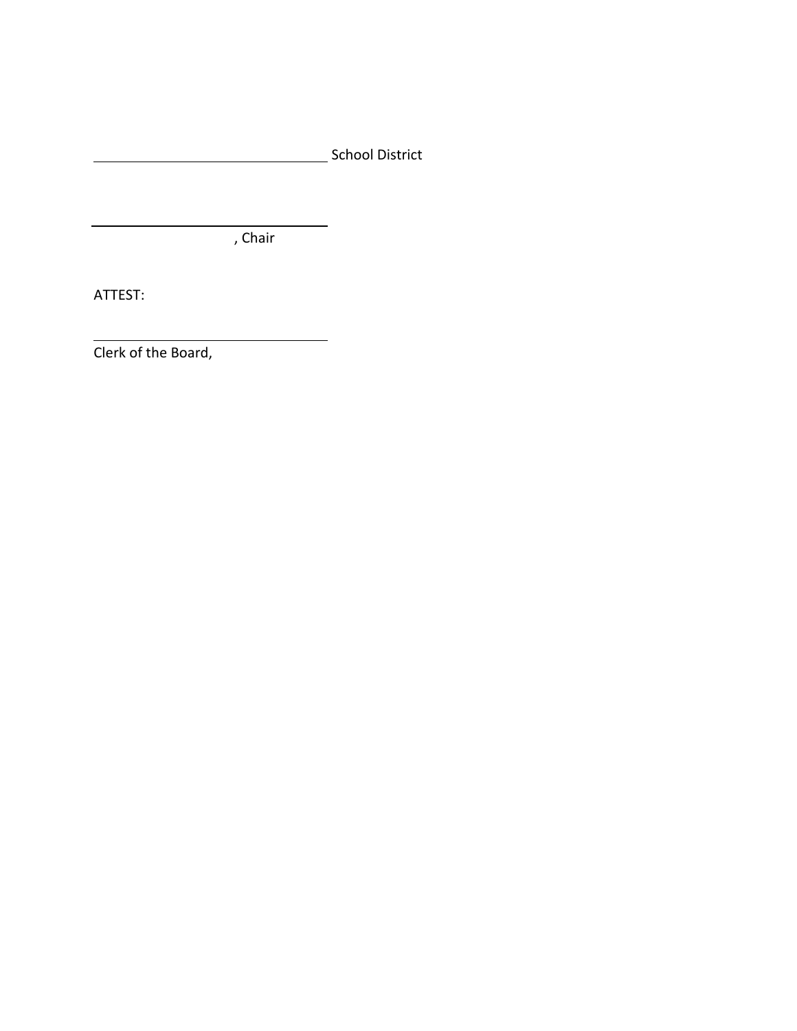______________________________ School District

______________________________
, Chair

ATTEST:

______________________________
Clerk of the Board,